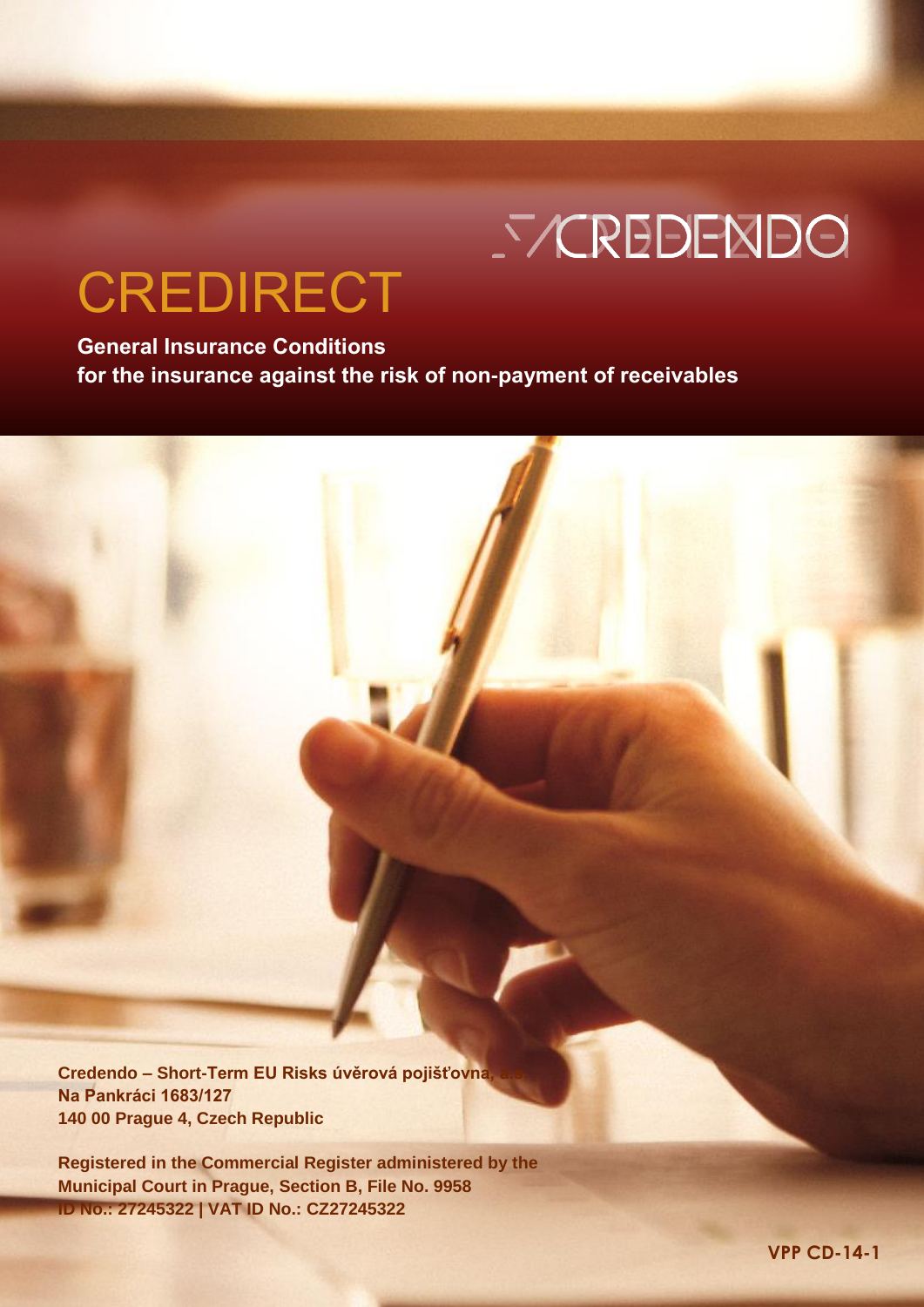CREDENDO

# CREDIRECT

**General Insurance Conditions**
**for the insurance against the risk of non-payment of receivables**

**Credendo – Short-Term EU Risks úvěrová pojišťovna, a.s.**
**Na Pankráci 1683/127**
**140 00 Prague 4, Czech Republic**

**Registered in the Commercial Register administered by the Municipal Court in Prague, Section B, File No. 9958**
**ID No.: 27245322 | VAT ID No.: CZ27245322**

**VPP CD-14-1**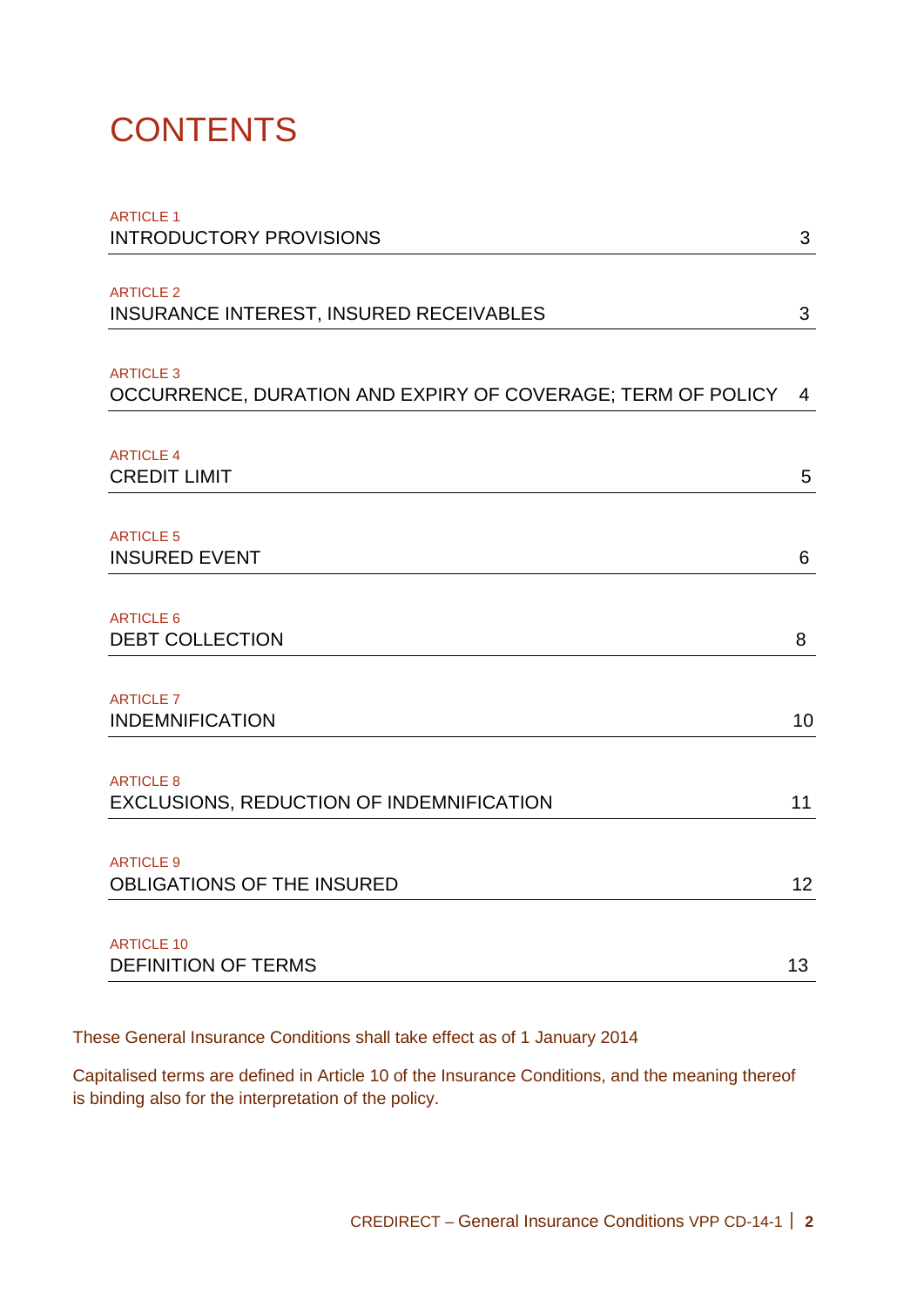# CONTENTS

| | |
|---|---|
| ARTICLE 1<br>INTRODUCTORY PROVISIONS | 3 |
| ARTICLE 2<br>INSURANCE INTEREST, INSURED RECEIVABLES | 3 |
| ARTICLE 3<br>OCCURRENCE, DURATION AND EXPIRY OF COVERAGE; TERM OF POLICY | 4 |
| ARTICLE 4<br>CREDIT LIMIT | 5 |
| ARTICLE 5<br>INSURED EVENT | 6 |
| ARTICLE 6<br>DEBT COLLECTION | 8 |
| ARTICLE 7<br>INDEMNIFICATION | 10 |
| ARTICLE 8<br>EXCLUSIONS, REDUCTION OF INDEMNIFICATION | 11 |
| ARTICLE 9<br>OBLIGATIONS OF THE INSURED | 12 |
| ARTICLE 10<br>DEFINITION OF TERMS | 13 |

These General Insurance Conditions shall take effect as of 1 January 2014

Capitalised terms are defined in Article 10 of the Insurance Conditions, and the meaning thereof is binding also for the interpretation of the policy.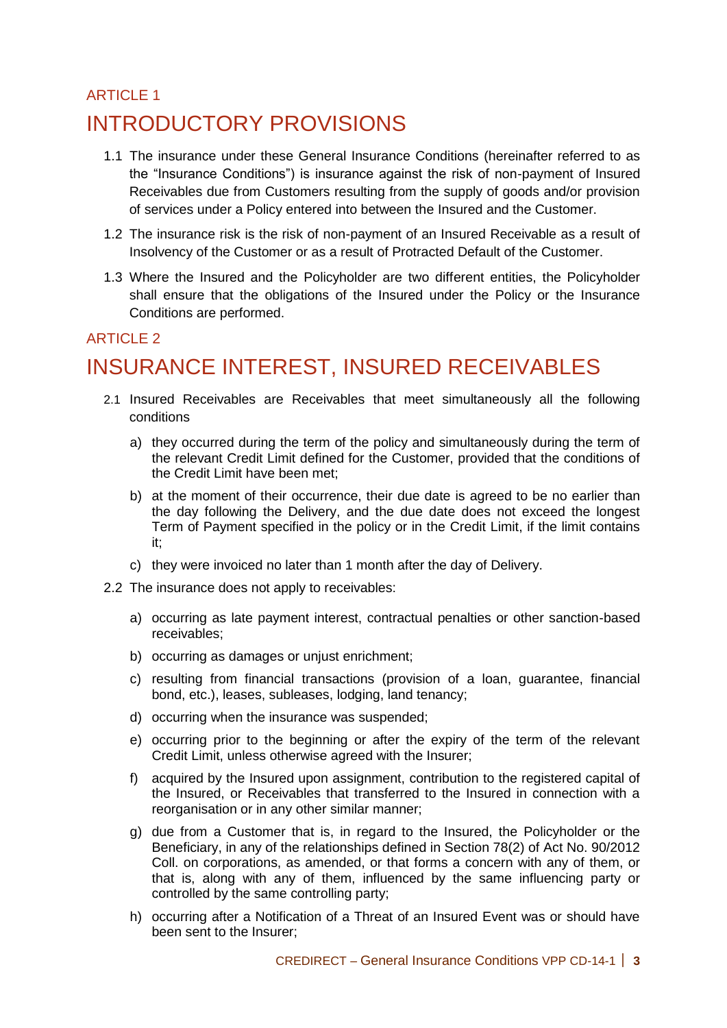ARTICLE 1

# INTRODUCTORY PROVISIONS

1.1 The insurance under these General Insurance Conditions (hereinafter referred to as the "Insurance Conditions") is insurance against the risk of non-payment of Insured Receivables due from Customers resulting from the supply of goods and/or provision of services under a Policy entered into between the Insured and the Customer.

1.2 The insurance risk is the risk of non-payment of an Insured Receivable as a result of Insolvency of the Customer or as a result of Protracted Default of the Customer.

1.3 Where the Insured and the Policyholder are two different entities, the Policyholder shall ensure that the obligations of the Insured under the Policy or the Insurance Conditions are performed.

ARTICLE 2

# INSURANCE INTEREST, INSURED RECEIVABLES

2.1 Insured Receivables are Receivables that meet simultaneously all the following conditions

a) they occurred during the term of the policy and simultaneously during the term of the relevant Credit Limit defined for the Customer, provided that the conditions of the Credit Limit have been met;

b) at the moment of their occurrence, their due date is agreed to be no earlier than the day following the Delivery, and the due date does not exceed the longest Term of Payment specified in the policy or in the Credit Limit, if the limit contains it;

c) they were invoiced no later than 1 month after the day of Delivery.

2.2 The insurance does not apply to receivables:

a) occurring as late payment interest, contractual penalties or other sanction-based receivables;

b) occurring as damages or unjust enrichment;

c) resulting from financial transactions (provision of a loan, guarantee, financial bond, etc.), leases, subleases, lodging, land tenancy;

d) occurring when the insurance was suspended;

e) occurring prior to the beginning or after the expiry of the term of the relevant Credit Limit, unless otherwise agreed with the Insurer;

f) acquired by the Insured upon assignment, contribution to the registered capital of the Insured, or Receivables that transferred to the Insured in connection with a reorganisation or in any other similar manner;

g) due from a Customer that is, in regard to the Insured, the Policyholder or the Beneficiary, in any of the relationships defined in Section 78(2) of Act No. 90/2012 Coll. on corporations, as amended, or that forms a concern with any of them, or that is, along with any of them, influenced by the same influencing party or controlled by the same controlling party;

h) occurring after a Notification of a Threat of an Insured Event was or should have been sent to the Insurer;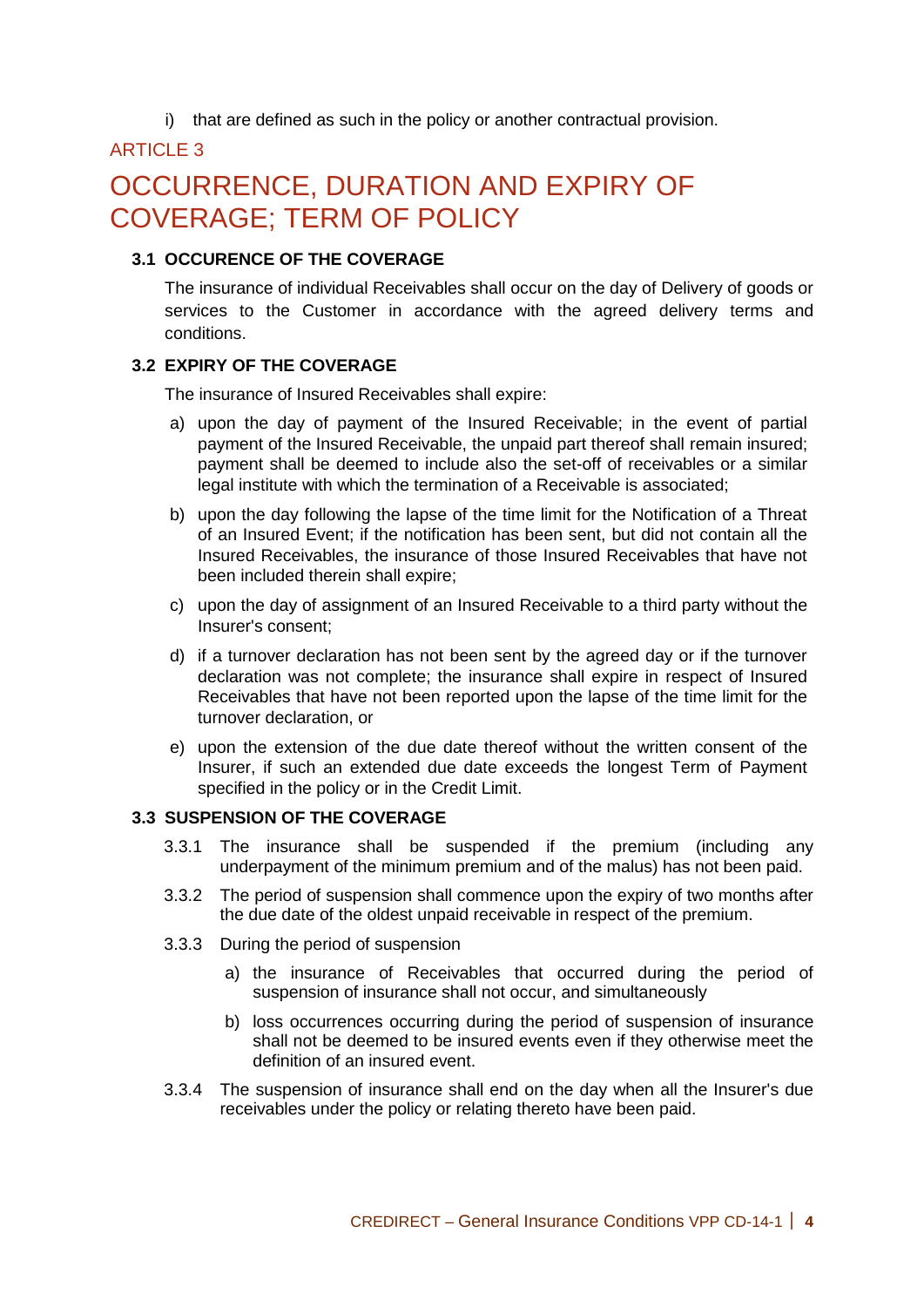i) that are defined as such in the policy or another contractual provision.

ARTICLE 3

# OCCURRENCE, DURATION AND EXPIRY OF COVERAGE; TERM OF POLICY

### 3.1 OCCURENCE OF THE COVERAGE

The insurance of individual Receivables shall occur on the day of Delivery of goods or services to the Customer in accordance with the agreed delivery terms and conditions.

### 3.2 EXPIRY OF THE COVERAGE

The insurance of Insured Receivables shall expire:

a) upon the day of payment of the Insured Receivable; in the event of partial payment of the Insured Receivable, the unpaid part thereof shall remain insured; payment shall be deemed to include also the set-off of receivables or a similar legal institute with which the termination of a Receivable is associated;

b) upon the day following the lapse of the time limit for the Notification of a Threat of an Insured Event; if the notification has been sent, but did not contain all the Insured Receivables, the insurance of those Insured Receivables that have not been included therein shall expire;

c) upon the day of assignment of an Insured Receivable to a third party without the Insurer's consent;

d) if a turnover declaration has not been sent by the agreed day or if the turnover declaration was not complete; the insurance shall expire in respect of Insured Receivables that have not been reported upon the lapse of the time limit for the turnover declaration, or

e) upon the extension of the due date thereof without the written consent of the Insurer, if such an extended due date exceeds the longest Term of Payment specified in the policy or in the Credit Limit.

### 3.3 SUSPENSION OF THE COVERAGE

3.3.1 The insurance shall be suspended if the premium (including any underpayment of the minimum premium and of the malus) has not been paid.

3.3.2 The period of suspension shall commence upon the expiry of two months after the due date of the oldest unpaid receivable in respect of the premium.

3.3.3 During the period of suspension

a) the insurance of Receivables that occurred during the period of suspension of insurance shall not occur, and simultaneously

b) loss occurrences occurring during the period of suspension of insurance shall not be deemed to be insured events even if they otherwise meet the definition of an insured event.

3.3.4 The suspension of insurance shall end on the day when all the Insurer's due receivables under the policy or relating thereto have been paid.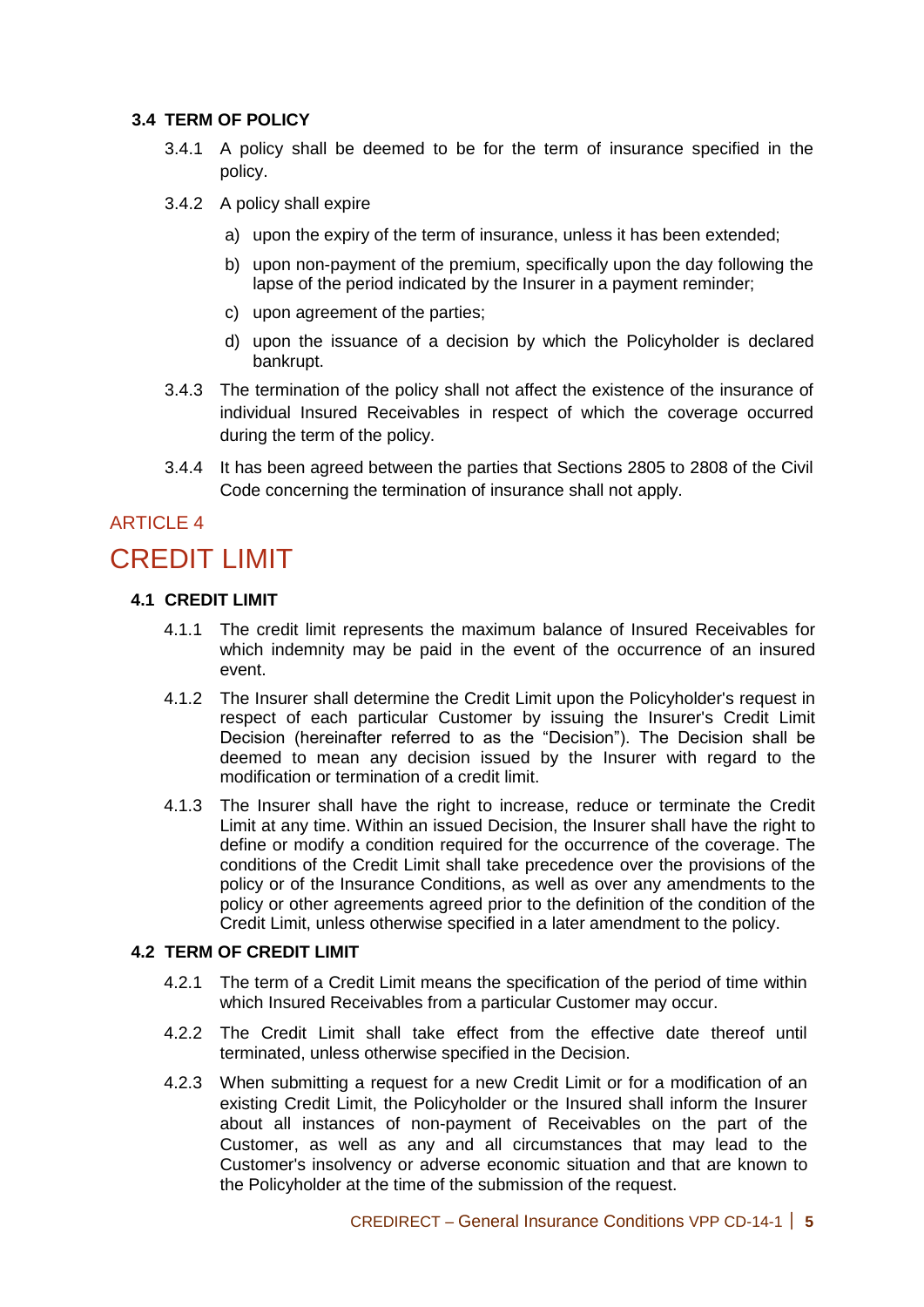### 3.4 TERM OF POLICY

3.4.1 A policy shall be deemed to be for the term of insurance specified in the policy.

3.4.2 A policy shall expire

a) upon the expiry of the term of insurance, unless it has been extended;

b) upon non-payment of the premium, specifically upon the day following the lapse of the period indicated by the Insurer in a payment reminder;

c) upon agreement of the parties;

d) upon the issuance of a decision by which the Policyholder is declared bankrupt.

3.4.3 The termination of the policy shall not affect the existence of the insurance of individual Insured Receivables in respect of which the coverage occurred during the term of the policy.

3.4.4 It has been agreed between the parties that Sections 2805 to 2808 of the Civil Code concerning the termination of insurance shall not apply.

ARTICLE 4

# CREDIT LIMIT

### 4.1 CREDIT LIMIT

4.1.1 The credit limit represents the maximum balance of Insured Receivables for which indemnity may be paid in the event of the occurrence of an insured event.

4.1.2 The Insurer shall determine the Credit Limit upon the Policyholder's request in respect of each particular Customer by issuing the Insurer's Credit Limit Decision (hereinafter referred to as the "Decision"). The Decision shall be deemed to mean any decision issued by the Insurer with regard to the modification or termination of a credit limit.

4.1.3 The Insurer shall have the right to increase, reduce or terminate the Credit Limit at any time. Within an issued Decision, the Insurer shall have the right to define or modify a condition required for the occurrence of the coverage. The conditions of the Credit Limit shall take precedence over the provisions of the policy or of the Insurance Conditions, as well as over any amendments to the policy or other agreements agreed prior to the definition of the condition of the Credit Limit, unless otherwise specified in a later amendment to the policy.

### 4.2 TERM OF CREDIT LIMIT

4.2.1 The term of a Credit Limit means the specification of the period of time within which Insured Receivables from a particular Customer may occur.

4.2.2 The Credit Limit shall take effect from the effective date thereof until terminated, unless otherwise specified in the Decision.

4.2.3 When submitting a request for a new Credit Limit or for a modification of an existing Credit Limit, the Policyholder or the Insured shall inform the Insurer about all instances of non-payment of Receivables on the part of the Customer, as well as any and all circumstances that may lead to the Customer's insolvency or adverse economic situation and that are known to the Policyholder at the time of the submission of the request.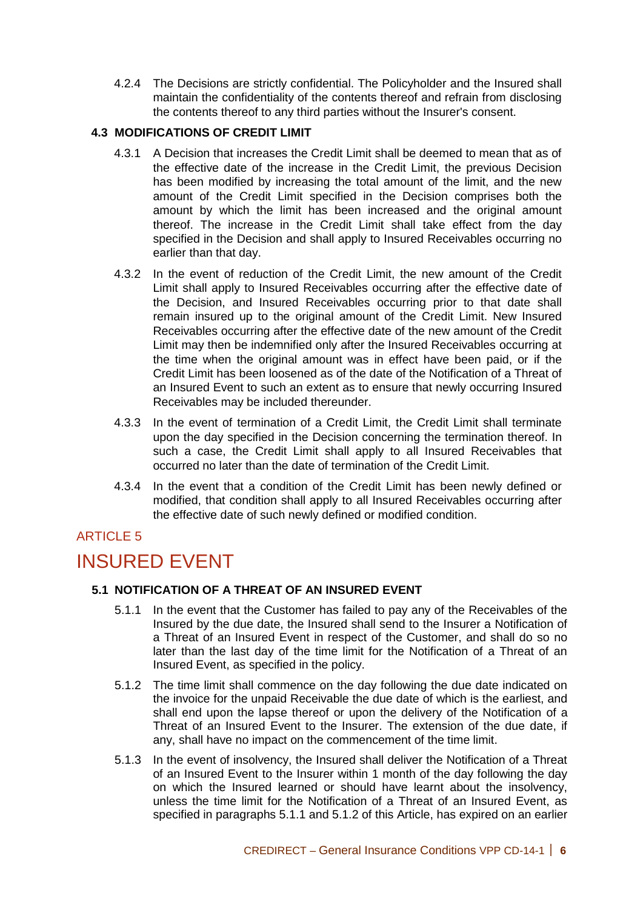4.2.4 The Decisions are strictly confidential. The Policyholder and the Insured shall maintain the confidentiality of the contents thereof and refrain from disclosing the contents thereof to any third parties without the Insurer's consent.

### 4.3 MODIFICATIONS OF CREDIT LIMIT

4.3.1 A Decision that increases the Credit Limit shall be deemed to mean that as of the effective date of the increase in the Credit Limit, the previous Decision has been modified by increasing the total amount of the limit, and the new amount of the Credit Limit specified in the Decision comprises both the amount by which the limit has been increased and the original amount thereof. The increase in the Credit Limit shall take effect from the day specified in the Decision and shall apply to Insured Receivables occurring no earlier than that day.

4.3.2 In the event of reduction of the Credit Limit, the new amount of the Credit Limit shall apply to Insured Receivables occurring after the effective date of the Decision, and Insured Receivables occurring prior to that date shall remain insured up to the original amount of the Credit Limit. New Insured Receivables occurring after the effective date of the new amount of the Credit Limit may then be indemnified only after the Insured Receivables occurring at the time when the original amount was in effect have been paid, or if the Credit Limit has been loosened as of the date of the Notification of a Threat of an Insured Event to such an extent as to ensure that newly occurring Insured Receivables may be included thereunder.

4.3.3 In the event of termination of a Credit Limit, the Credit Limit shall terminate upon the day specified in the Decision concerning the termination thereof. In such a case, the Credit Limit shall apply to all Insured Receivables that occurred no later than the date of termination of the Credit Limit.

4.3.4 In the event that a condition of the Credit Limit has been newly defined or modified, that condition shall apply to all Insured Receivables occurring after the effective date of such newly defined or modified condition.

## ARTICLE 5

# INSURED EVENT

### 5.1 NOTIFICATION OF A THREAT OF AN INSURED EVENT

5.1.1 In the event that the Customer has failed to pay any of the Receivables of the Insured by the due date, the Insured shall send to the Insurer a Notification of a Threat of an Insured Event in respect of the Customer, and shall do so no later than the last day of the time limit for the Notification of a Threat of an Insured Event, as specified in the policy.

5.1.2 The time limit shall commence on the day following the due date indicated on the invoice for the unpaid Receivable the due date of which is the earliest, and shall end upon the lapse thereof or upon the delivery of the Notification of a Threat of an Insured Event to the Insurer. The extension of the due date, if any, shall have no impact on the commencement of the time limit.

5.1.3 In the event of insolvency, the Insured shall deliver the Notification of a Threat of an Insured Event to the Insurer within 1 month of the day following the day on which the Insured learned or should have learnt about the insolvency, unless the time limit for the Notification of a Threat of an Insured Event, as specified in paragraphs 5.1.1 and 5.1.2 of this Article, has expired on an earlier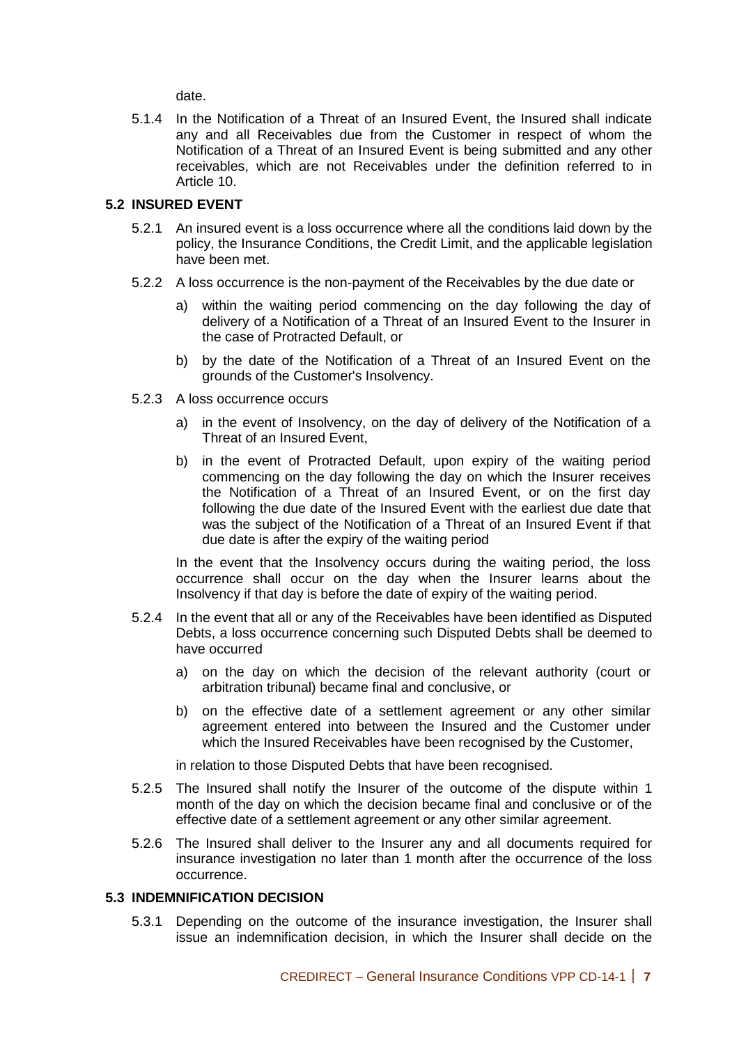date.

5.1.4 In the Notification of a Threat of an Insured Event, the Insured shall indicate any and all Receivables due from the Customer in respect of whom the Notification of a Threat of an Insured Event is being submitted and any other receivables, which are not Receivables under the definition referred to in Article 10.

### 5.2 INSURED EVENT

5.2.1 An insured event is a loss occurrence where all the conditions laid down by the policy, the Insurance Conditions, the Credit Limit, and the applicable legislation have been met.

5.2.2 A loss occurrence is the non-payment of the Receivables by the due date or

a) within the waiting period commencing on the day following the day of delivery of a Notification of a Threat of an Insured Event to the Insurer in the case of Protracted Default, or

b) by the date of the Notification of a Threat of an Insured Event on the grounds of the Customer's Insolvency.

5.2.3 A loss occurrence occurs

a) in the event of Insolvency, on the day of delivery of the Notification of a Threat of an Insured Event,

b) in the event of Protracted Default, upon expiry of the waiting period commencing on the day following the day on which the Insurer receives the Notification of a Threat of an Insured Event, or on the first day following the due date of the Insured Event with the earliest due date that was the subject of the Notification of a Threat of an Insured Event if that due date is after the expiry of the waiting period

In the event that the Insolvency occurs during the waiting period, the loss occurrence shall occur on the day when the Insurer learns about the Insolvency if that day is before the date of expiry of the waiting period.

5.2.4 In the event that all or any of the Receivables have been identified as Disputed Debts, a loss occurrence concerning such Disputed Debts shall be deemed to have occurred

a) on the day on which the decision of the relevant authority (court or arbitration tribunal) became final and conclusive, or

b) on the effective date of a settlement agreement or any other similar agreement entered into between the Insured and the Customer under which the Insured Receivables have been recognised by the Customer,

in relation to those Disputed Debts that have been recognised.

5.2.5 The Insured shall notify the Insurer of the outcome of the dispute within 1 month of the day on which the decision became final and conclusive or of the effective date of a settlement agreement or any other similar agreement.

5.2.6 The Insured shall deliver to the Insurer any and all documents required for insurance investigation no later than 1 month after the occurrence of the loss occurrence.

### 5.3 INDEMNIFICATION DECISION

5.3.1 Depending on the outcome of the insurance investigation, the Insurer shall issue an indemnification decision, in which the Insurer shall decide on the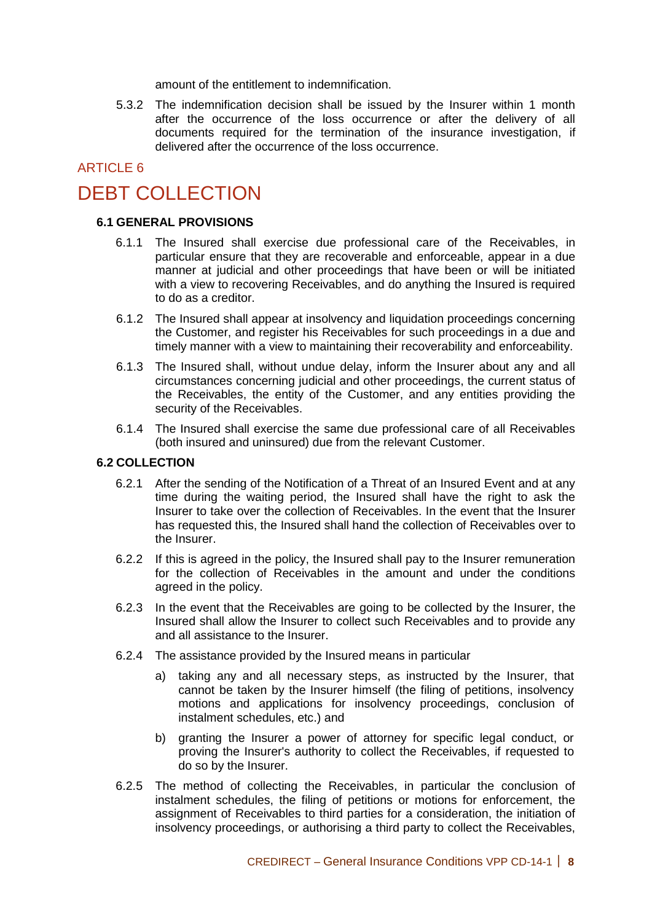amount of the entitlement to indemnification.

5.3.2 The indemnification decision shall be issued by the Insurer within 1 month after the occurrence of the loss occurrence or after the delivery of all documents required for the termination of the insurance investigation, if delivered after the occurrence of the loss occurrence.

ARTICLE 6

# DEBT COLLECTION

### 6.1 GENERAL PROVISIONS

6.1.1 The Insured shall exercise due professional care of the Receivables, in particular ensure that they are recoverable and enforceable, appear in a due manner at judicial and other proceedings that have been or will be initiated with a view to recovering Receivables, and do anything the Insured is required to do as a creditor.

6.1.2 The Insured shall appear at insolvency and liquidation proceedings concerning the Customer, and register his Receivables for such proceedings in a due and timely manner with a view to maintaining their recoverability and enforceability.

6.1.3 The Insured shall, without undue delay, inform the Insurer about any and all circumstances concerning judicial and other proceedings, the current status of the Receivables, the entity of the Customer, and any entities providing the security of the Receivables.

6.1.4 The Insured shall exercise the same due professional care of all Receivables (both insured and uninsured) due from the relevant Customer.

### 6.2 COLLECTION

6.2.1 After the sending of the Notification of a Threat of an Insured Event and at any time during the waiting period, the Insured shall have the right to ask the Insurer to take over the collection of Receivables. In the event that the Insurer has requested this, the Insured shall hand the collection of Receivables over to the Insurer.

6.2.2 If this is agreed in the policy, the Insured shall pay to the Insurer remuneration for the collection of Receivables in the amount and under the conditions agreed in the policy.

6.2.3 In the event that the Receivables are going to be collected by the Insurer, the Insured shall allow the Insurer to collect such Receivables and to provide any and all assistance to the Insurer.

6.2.4 The assistance provided by the Insured means in particular

a) taking any and all necessary steps, as instructed by the Insurer, that cannot be taken by the Insurer himself (the filing of petitions, insolvency motions and applications for insolvency proceedings, conclusion of instalment schedules, etc.) and

b) granting the Insurer a power of attorney for specific legal conduct, or proving the Insurer's authority to collect the Receivables, if requested to do so by the Insurer.

6.2.5 The method of collecting the Receivables, in particular the conclusion of instalment schedules, the filing of petitions or motions for enforcement, the assignment of Receivables to third parties for a consideration, the initiation of insolvency proceedings, or authorising a third party to collect the Receivables,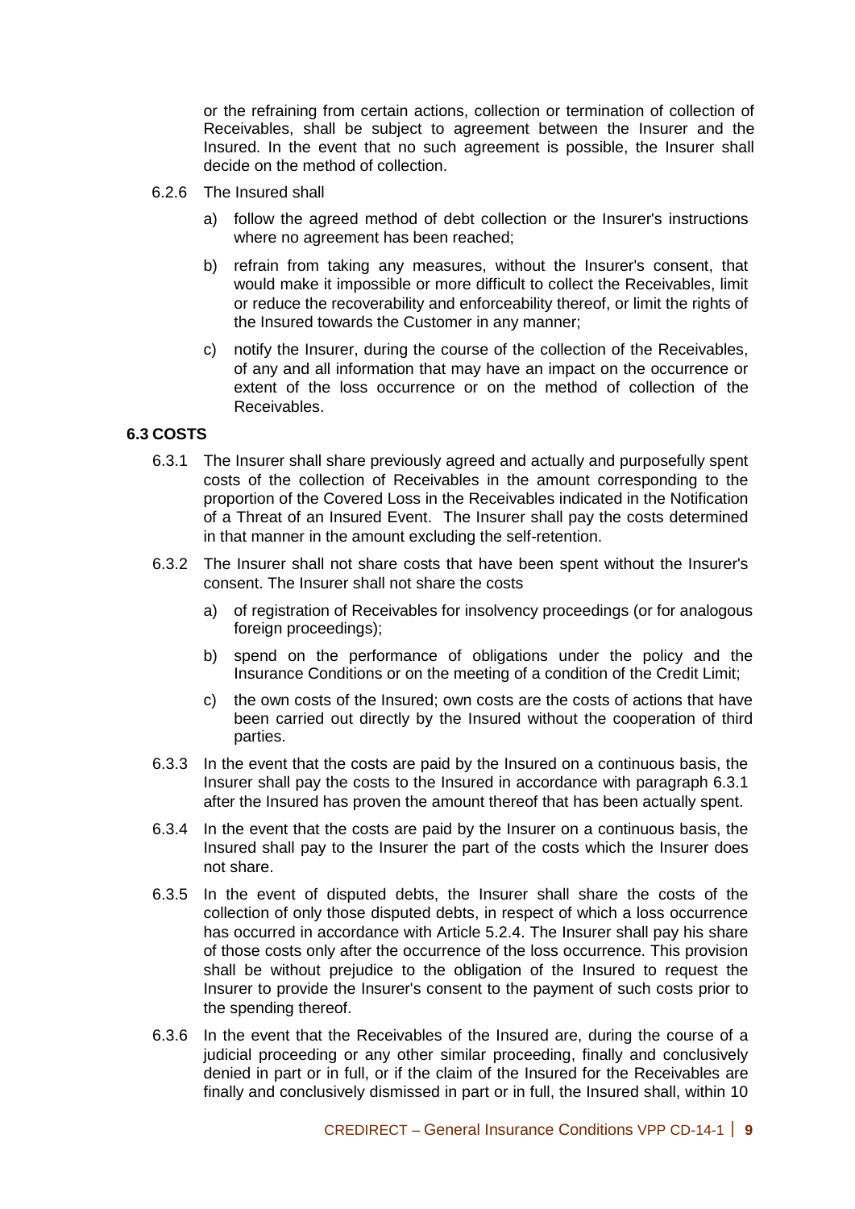or the refraining from certain actions, collection or termination of collection of Receivables, shall be subject to agreement between the Insurer and the Insured. In the event that no such agreement is possible, the Insurer shall decide on the method of collection.

6.2.6 The Insured shall

a) follow the agreed method of debt collection or the Insurer's instructions where no agreement has been reached;

b) refrain from taking any measures, without the Insurer's consent, that would make it impossible or more difficult to collect the Receivables, limit or reduce the recoverability and enforceability thereof, or limit the rights of the Insured towards the Customer in any manner;

c) notify the Insurer, during the course of the collection of the Receivables, of any and all information that may have an impact on the occurrence or extent of the loss occurrence or on the method of collection of the Receivables.

**6.3 COSTS**

6.3.1 The Insurer shall share previously agreed and actually and purposefully spent costs of the collection of Receivables in the amount corresponding to the proportion of the Covered Loss in the Receivables indicated in the Notification of a Threat of an Insured Event. The Insurer shall pay the costs determined in that manner in the amount excluding the self-retention.

6.3.2 The Insurer shall not share costs that have been spent without the Insurer's consent. The Insurer shall not share the costs

a) of registration of Receivables for insolvency proceedings (or for analogous foreign proceedings);

b) spend on the performance of obligations under the policy and the Insurance Conditions or on the meeting of a condition of the Credit Limit;

c) the own costs of the Insured; own costs are the costs of actions that have been carried out directly by the Insured without the cooperation of third parties.

6.3.3 In the event that the costs are paid by the Insured on a continuous basis, the Insurer shall pay the costs to the Insured in accordance with paragraph 6.3.1 after the Insured has proven the amount thereof that has been actually spent.

6.3.4 In the event that the costs are paid by the Insurer on a continuous basis, the Insured shall pay to the Insurer the part of the costs which the Insurer does not share.

6.3.5 In the event of disputed debts, the Insurer shall share the costs of the collection of only those disputed debts, in respect of which a loss occurrence has occurred in accordance with Article 5.2.4. The Insurer shall pay his share of those costs only after the occurrence of the loss occurrence. This provision shall be without prejudice to the obligation of the Insured to request the Insurer to provide the Insurer's consent to the payment of such costs prior to the spending thereof.

6.3.6 In the event that the Receivables of the Insured are, during the course of a judicial proceeding or any other similar proceeding, finally and conclusively denied in part or in full, or if the claim of the Insured for the Receivables are finally and conclusively dismissed in part or in full, the Insured shall, within 10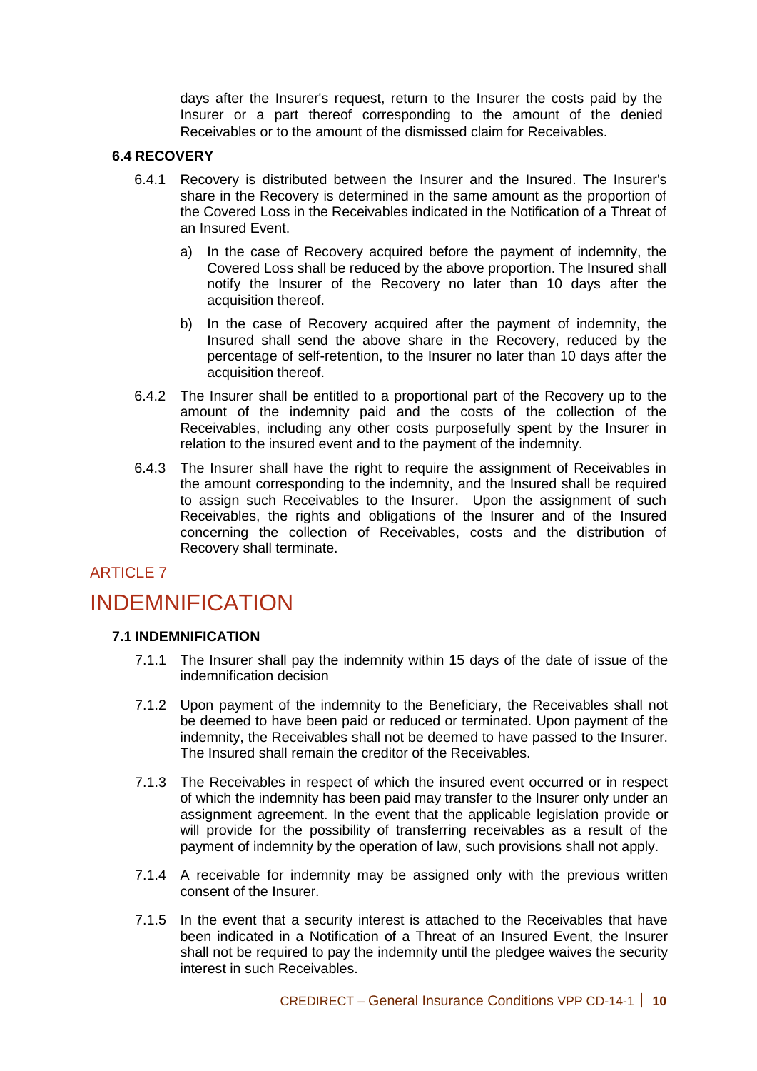days after the Insurer's request, return to the Insurer the costs paid by the Insurer or a part thereof corresponding to the amount of the denied Receivables or to the amount of the dismissed claim for Receivables.

### 6.4 RECOVERY

6.4.1 Recovery is distributed between the Insurer and the Insured. The Insurer's share in the Recovery is determined in the same amount as the proportion of the Covered Loss in the Receivables indicated in the Notification of a Threat of an Insured Event.

a) In the case of Recovery acquired before the payment of indemnity, the Covered Loss shall be reduced by the above proportion. The Insured shall notify the Insurer of the Recovery no later than 10 days after the acquisition thereof.

b) In the case of Recovery acquired after the payment of indemnity, the Insured shall send the above share in the Recovery, reduced by the percentage of self-retention, to the Insurer no later than 10 days after the acquisition thereof.

6.4.2 The Insurer shall be entitled to a proportional part of the Recovery up to the amount of the indemnity paid and the costs of the collection of the Receivables, including any other costs purposefully spent by the Insurer in relation to the insured event and to the payment of the indemnity.

6.4.3 The Insurer shall have the right to require the assignment of Receivables in the amount corresponding to the indemnity, and the Insured shall be required to assign such Receivables to the Insurer. Upon the assignment of such Receivables, the rights and obligations of the Insurer and of the Insured concerning the collection of Receivables, costs and the distribution of Recovery shall terminate.

ARTICLE 7

# INDEMNIFICATION

### 7.1 INDEMNIFICATION

7.1.1 The Insurer shall pay the indemnity within 15 days of the date of issue of the indemnification decision

7.1.2 Upon payment of the indemnity to the Beneficiary, the Receivables shall not be deemed to have been paid or reduced or terminated. Upon payment of the indemnity, the Receivables shall not be deemed to have passed to the Insurer. The Insured shall remain the creditor of the Receivables.

7.1.3 The Receivables in respect of which the insured event occurred or in respect of which the indemnity has been paid may transfer to the Insurer only under an assignment agreement. In the event that the applicable legislation provide or will provide for the possibility of transferring receivables as a result of the payment of indemnity by the operation of law, such provisions shall not apply.

7.1.4 A receivable for indemnity may be assigned only with the previous written consent of the Insurer.

7.1.5 In the event that a security interest is attached to the Receivables that have been indicated in a Notification of a Threat of an Insured Event, the Insurer shall not be required to pay the indemnity until the pledgee waives the security interest in such Receivables.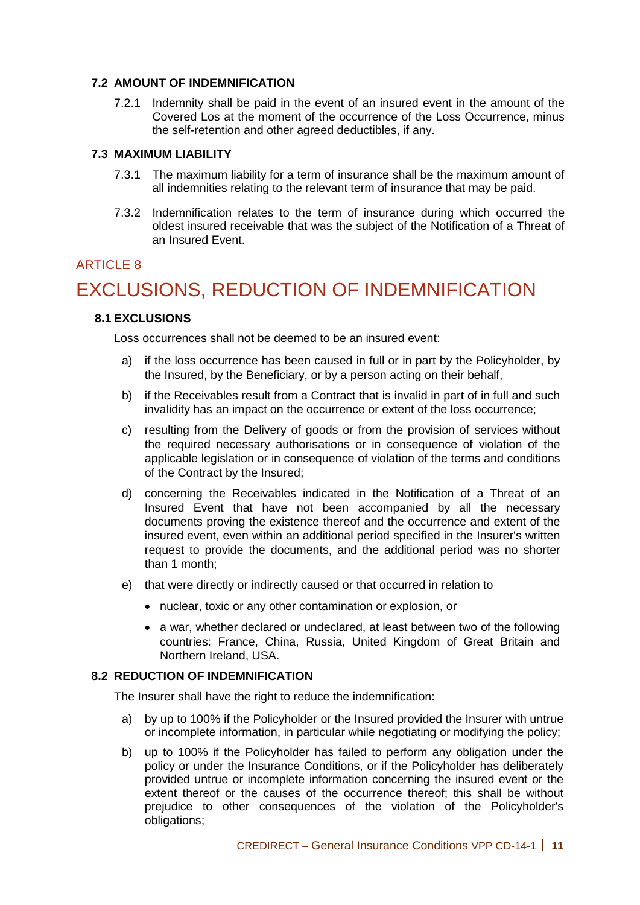### 7.2 AMOUNT OF INDEMNIFICATION

7.2.1 Indemnity shall be paid in the event of an insured event in the amount of the Covered Los at the moment of the occurrence of the Loss Occurrence, minus the self-retention and other agreed deductibles, if any.

### 7.3 MAXIMUM LIABILITY

7.3.1 The maximum liability for a term of insurance shall be the maximum amount of all indemnities relating to the relevant term of insurance that may be paid.

7.3.2 Indemnification relates to the term of insurance during which occurred the oldest insured receivable that was the subject of the Notification of a Threat of an Insured Event.

ARTICLE 8

# EXCLUSIONS, REDUCTION OF INDEMNIFICATION

### 8.1 EXCLUSIONS

Loss occurrences shall not be deemed to be an insured event:

a) if the loss occurrence has been caused in full or in part by the Policyholder, by the Insured, by the Beneficiary, or by a person acting on their behalf,

b) if the Receivables result from a Contract that is invalid in part of in full and such invalidity has an impact on the occurrence or extent of the loss occurrence;

c) resulting from the Delivery of goods or from the provision of services without the required necessary authorisations or in consequence of violation of the applicable legislation or in consequence of violation of the terms and conditions of the Contract by the Insured;

d) concerning the Receivables indicated in the Notification of a Threat of an Insured Event that have not been accompanied by all the necessary documents proving the existence thereof and the occurrence and extent of the insured event, even within an additional period specified in the Insurer's written request to provide the documents, and the additional period was no shorter than 1 month;

e) that were directly or indirectly caused or that occurred in relation to

- nuclear, toxic or any other contamination or explosion, or
- a war, whether declared or undeclared, at least between two of the following countries: France, China, Russia, United Kingdom of Great Britain and Northern Ireland, USA.

### 8.2 REDUCTION OF INDEMNIFICATION

The Insurer shall have the right to reduce the indemnification:

a) by up to 100% if the Policyholder or the Insured provided the Insurer with untrue or incomplete information, in particular while negotiating or modifying the policy;

b) up to 100% if the Policyholder has failed to perform any obligation under the policy or under the Insurance Conditions, or if the Policyholder has deliberately provided untrue or incomplete information concerning the insured event or the extent thereof or the causes of the occurrence thereof; this shall be without prejudice to other consequences of the violation of the Policyholder's obligations;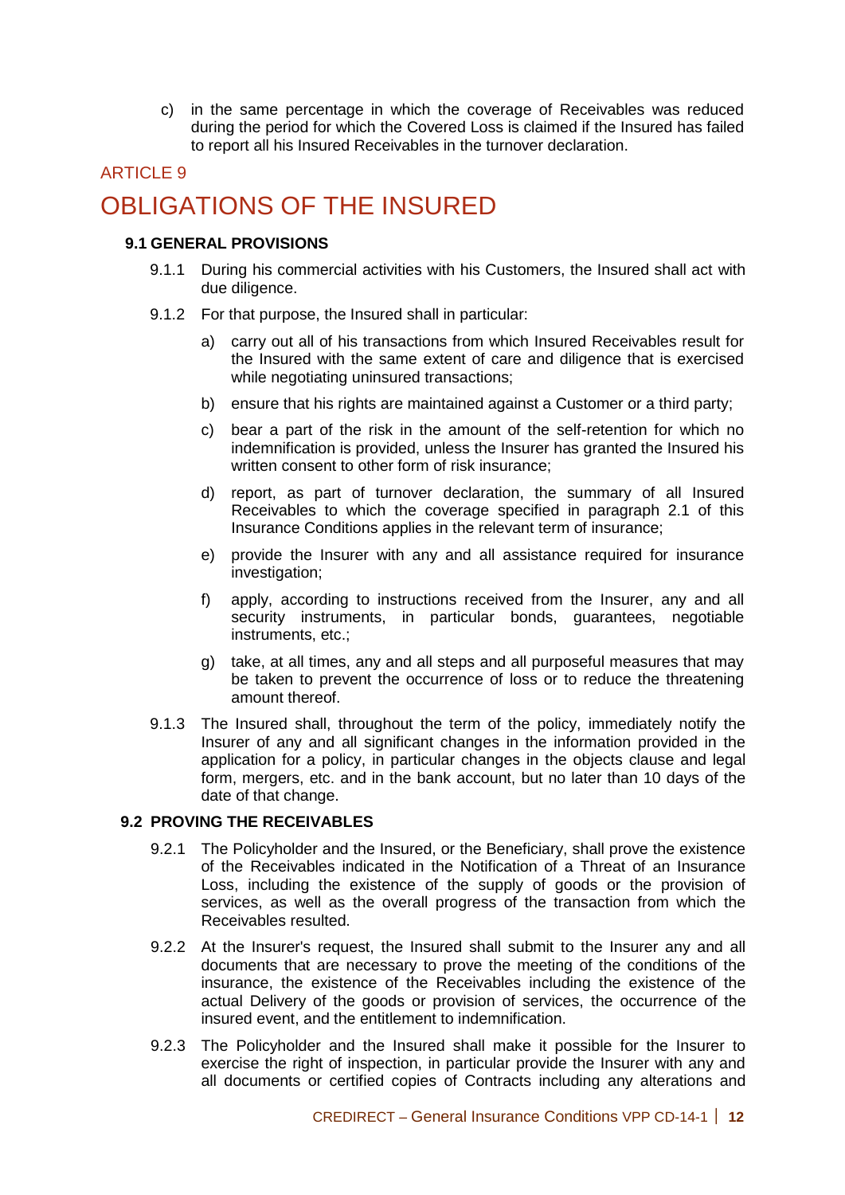c) in the same percentage in which the coverage of Receivables was reduced during the period for which the Covered Loss is claimed if the Insured has failed to report all his Insured Receivables in the turnover declaration.

ARTICLE 9

# OBLIGATIONS OF THE INSURED

### 9.1 GENERAL PROVISIONS

9.1.1 During his commercial activities with his Customers, the Insured shall act with due diligence.

9.1.2 For that purpose, the Insured shall in particular:

a) carry out all of his transactions from which Insured Receivables result for the Insured with the same extent of care and diligence that is exercised while negotiating uninsured transactions;

b) ensure that his rights are maintained against a Customer or a third party;

c) bear a part of the risk in the amount of the self-retention for which no indemnification is provided, unless the Insurer has granted the Insured his written consent to other form of risk insurance;

d) report, as part of turnover declaration, the summary of all Insured Receivables to which the coverage specified in paragraph 2.1 of this Insurance Conditions applies in the relevant term of insurance;

e) provide the Insurer with any and all assistance required for insurance investigation;

f) apply, according to instructions received from the Insurer, any and all security instruments, in particular bonds, guarantees, negotiable instruments, etc.;

g) take, at all times, any and all steps and all purposeful measures that may be taken to prevent the occurrence of loss or to reduce the threatening amount thereof.

9.1.3 The Insured shall, throughout the term of the policy, immediately notify the Insurer of any and all significant changes in the information provided in the application for a policy, in particular changes in the objects clause and legal form, mergers, etc. and in the bank account, but no later than 10 days of the date of that change.

### 9.2 PROVING THE RECEIVABLES

9.2.1 The Policyholder and the Insured, or the Beneficiary, shall prove the existence of the Receivables indicated in the Notification of a Threat of an Insurance Loss, including the existence of the supply of goods or the provision of services, as well as the overall progress of the transaction from which the Receivables resulted.

9.2.2 At the Insurer's request, the Insured shall submit to the Insurer any and all documents that are necessary to prove the meeting of the conditions of the insurance, the existence of the Receivables including the existence of the actual Delivery of the goods or provision of services, the occurrence of the insured event, and the entitlement to indemnification.

9.2.3 The Policyholder and the Insured shall make it possible for the Insurer to exercise the right of inspection, in particular provide the Insurer with any and all documents or certified copies of Contracts including any alterations and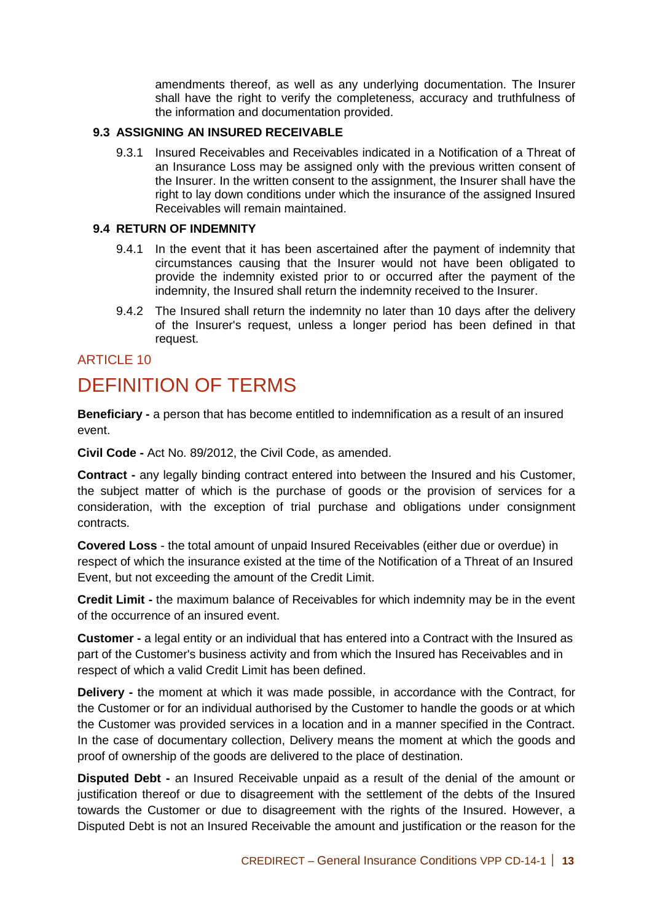amendments thereof, as well as any underlying documentation. The Insurer shall have the right to verify the completeness, accuracy and truthfulness of the information and documentation provided.

### 9.3 ASSIGNING AN INSURED RECEIVABLE

9.3.1 Insured Receivables and Receivables indicated in a Notification of a Threat of an Insurance Loss may be assigned only with the previous written consent of the Insurer. In the written consent to the assignment, the Insurer shall have the right to lay down conditions under which the insurance of the assigned Insured Receivables will remain maintained.

### 9.4 RETURN OF INDEMNITY

9.4.1 In the event that it has been ascertained after the payment of indemnity that circumstances causing that the Insurer would not have been obligated to provide the indemnity existed prior to or occurred after the payment of the indemnity, the Insured shall return the indemnity received to the Insurer.

9.4.2 The Insured shall return the indemnity no later than 10 days after the delivery of the Insurer's request, unless a longer period has been defined in that request.

ARTICLE 10

# DEFINITION OF TERMS

**Beneficiary -** a person that has become entitled to indemnification as a result of an insured event.

**Civil Code -** Act No. 89/2012, the Civil Code, as amended.

**Contract -** any legally binding contract entered into between the Insured and his Customer, the subject matter of which is the purchase of goods or the provision of services for a consideration, with the exception of trial purchase and obligations under consignment contracts.

**Covered Loss** - the total amount of unpaid Insured Receivables (either due or overdue) in respect of which the insurance existed at the time of the Notification of a Threat of an Insured Event, but not exceeding the amount of the Credit Limit.

**Credit Limit -** the maximum balance of Receivables for which indemnity may be in the event of the occurrence of an insured event.

**Customer -** a legal entity or an individual that has entered into a Contract with the Insured as part of the Customer's business activity and from which the Insured has Receivables and in respect of which a valid Credit Limit has been defined.

**Delivery -** the moment at which it was made possible, in accordance with the Contract, for the Customer or for an individual authorised by the Customer to handle the goods or at which the Customer was provided services in a location and in a manner specified in the Contract. In the case of documentary collection, Delivery means the moment at which the goods and proof of ownership of the goods are delivered to the place of destination.

**Disputed Debt -** an Insured Receivable unpaid as a result of the denial of the amount or justification thereof or due to disagreement with the settlement of the debts of the Insured towards the Customer or due to disagreement with the rights of the Insured. However, a Disputed Debt is not an Insured Receivable the amount and justification or the reason for the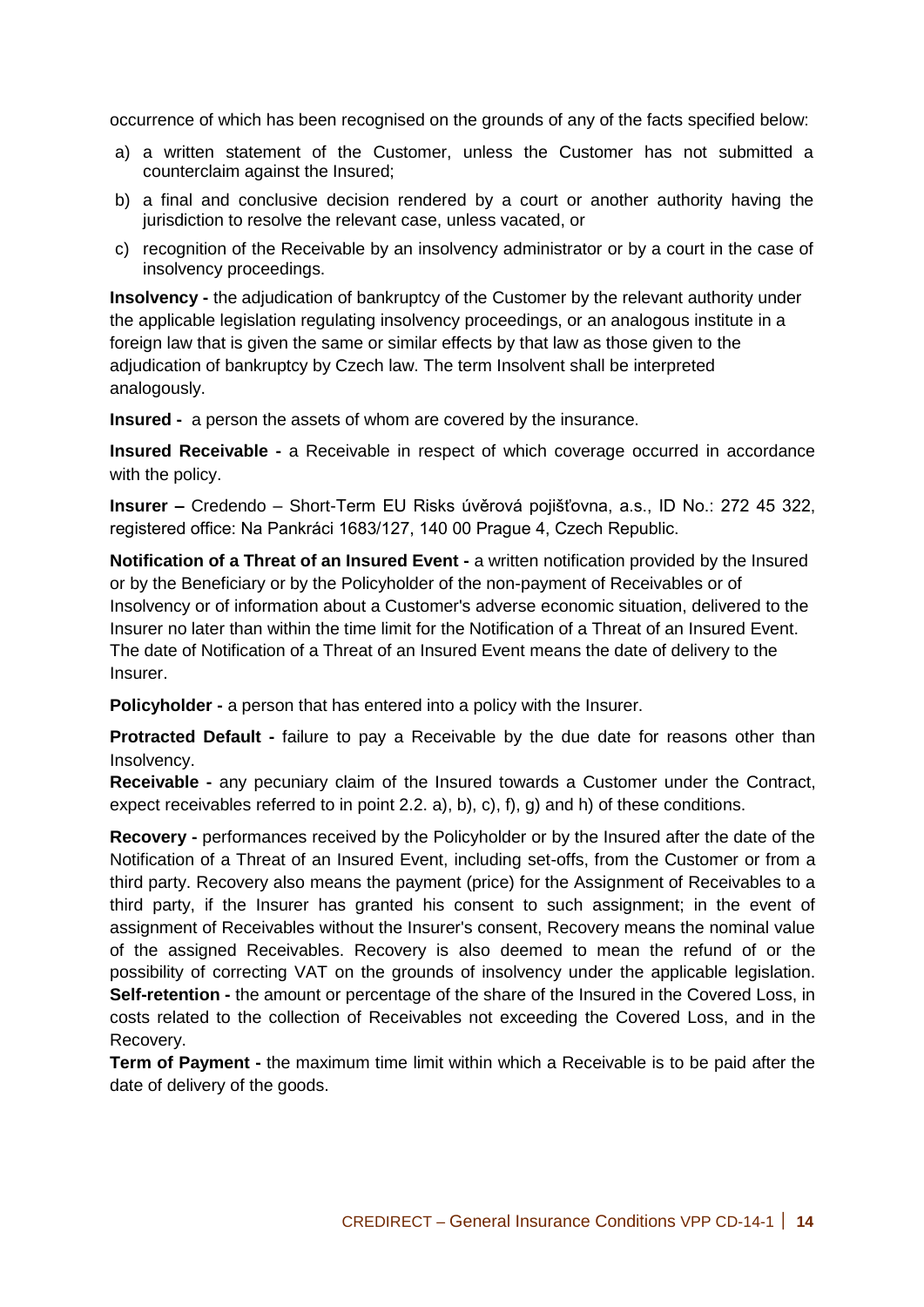occurrence of which has been recognised on the grounds of any of the facts specified below:

a) a written statement of the Customer, unless the Customer has not submitted a counterclaim against the Insured;

b) a final and conclusive decision rendered by a court or another authority having the jurisdiction to resolve the relevant case, unless vacated, or

c) recognition of the Receivable by an insolvency administrator or by a court in the case of insolvency proceedings.

**Insolvency -** the adjudication of bankruptcy of the Customer by the relevant authority under the applicable legislation regulating insolvency proceedings, or an analogous institute in a foreign law that is given the same or similar effects by that law as those given to the adjudication of bankruptcy by Czech law. The term Insolvent shall be interpreted analogously.

**Insured -** a person the assets of whom are covered by the insurance.

**Insured Receivable -** a Receivable in respect of which coverage occurred in accordance with the policy.

**Insurer –** Credendo – Short-Term EU Risks úvěrová pojišťovna, a.s., ID No.: 272 45 322, registered office: Na Pankráci 1683/127, 140 00 Prague 4, Czech Republic.

**Notification of a Threat of an Insured Event -** a written notification provided by the Insured or by the Beneficiary or by the Policyholder of the non-payment of Receivables or of Insolvency or of information about a Customer's adverse economic situation, delivered to the Insurer no later than within the time limit for the Notification of a Threat of an Insured Event. The date of Notification of a Threat of an Insured Event means the date of delivery to the Insurer.

**Policyholder -** a person that has entered into a policy with the Insurer.

**Protracted Default -** failure to pay a Receivable by the due date for reasons other than Insolvency.

**Receivable -** any pecuniary claim of the Insured towards a Customer under the Contract, expect receivables referred to in point 2.2. a), b), c), f), g) and h) of these conditions.

**Recovery -** performances received by the Policyholder or by the Insured after the date of the Notification of a Threat of an Insured Event, including set-offs, from the Customer or from a third party. Recovery also means the payment (price) for the Assignment of Receivables to a third party, if the Insurer has granted his consent to such assignment; in the event of assignment of Receivables without the Insurer's consent, Recovery means the nominal value of the assigned Receivables. Recovery is also deemed to mean the refund of or the possibility of correcting VAT on the grounds of insolvency under the applicable legislation.

**Self-retention -** the amount or percentage of the share of the Insured in the Covered Loss, in costs related to the collection of Receivables not exceeding the Covered Loss, and in the Recovery.

**Term of Payment -** the maximum time limit within which a Receivable is to be paid after the date of delivery of the goods.